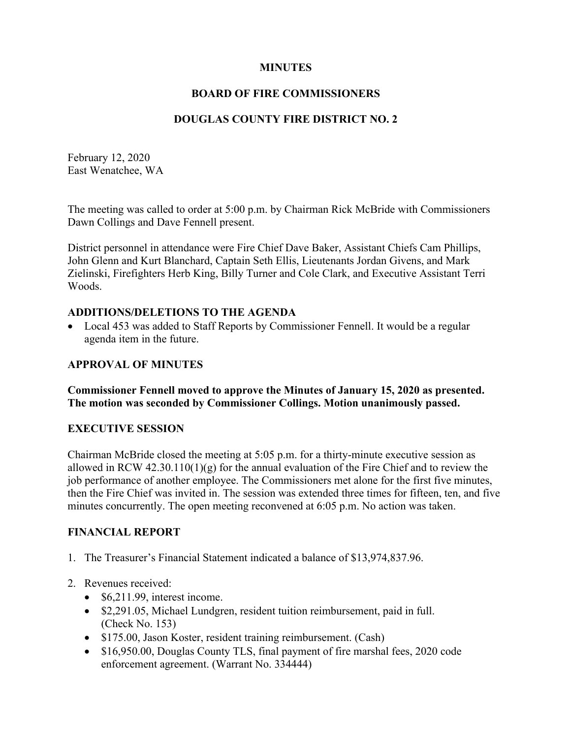# MINUTES

# BOARD OF FIRE COMMISSIONERS

# DOUGLAS COUNTY FIRE DISTRICT NO. 2

February 12, 2020
East Wenatchee, WA

The meeting was called to order at 5:00 p.m. by Chairman Rick McBride with Commissioners Dawn Collings and Dave Fennell present.

District personnel in attendance were Fire Chief Dave Baker, Assistant Chiefs Cam Phillips, John Glenn and Kurt Blanchard, Captain Seth Ellis, Lieutenants Jordan Givens, and Mark Zielinski, Firefighters Herb King, Billy Turner and Cole Clark, and Executive Assistant Terri Woods.

## ADDITIONS/DELETIONS TO THE AGENDA

- Local 453 was added to Staff Reports by Commissioner Fennell. It would be a regular agenda item in the future.

## APPROVAL OF MINUTES

**Commissioner Fennell moved to approve the Minutes of January 15, 2020 as presented. The motion was seconded by Commissioner Collings. Motion unanimously passed.**

## EXECUTIVE SESSION

Chairman McBride closed the meeting at 5:05 p.m. for a thirty-minute executive session as allowed in RCW 42.30.110(1)(g) for the annual evaluation of the Fire Chief and to review the job performance of another employee. The Commissioners met alone for the first five minutes, then the Fire Chief was invited in. The session was extended three times for fifteen, ten, and five minutes concurrently. The open meeting reconvened at 6:05 p.m. No action was taken.

## FINANCIAL REPORT

1. The Treasurer's Financial Statement indicated a balance of $13,974,837.96.

2. Revenues received:
   - $6,211.99, interest income.
   - $2,291.05, Michael Lundgren, resident tuition reimbursement, paid in full. (Check No. 153)
   - $175.00, Jason Koster, resident training reimbursement. (Cash)
   - $16,950.00, Douglas County TLS, final payment of fire marshal fees, 2020 code enforcement agreement. (Warrant No. 334444)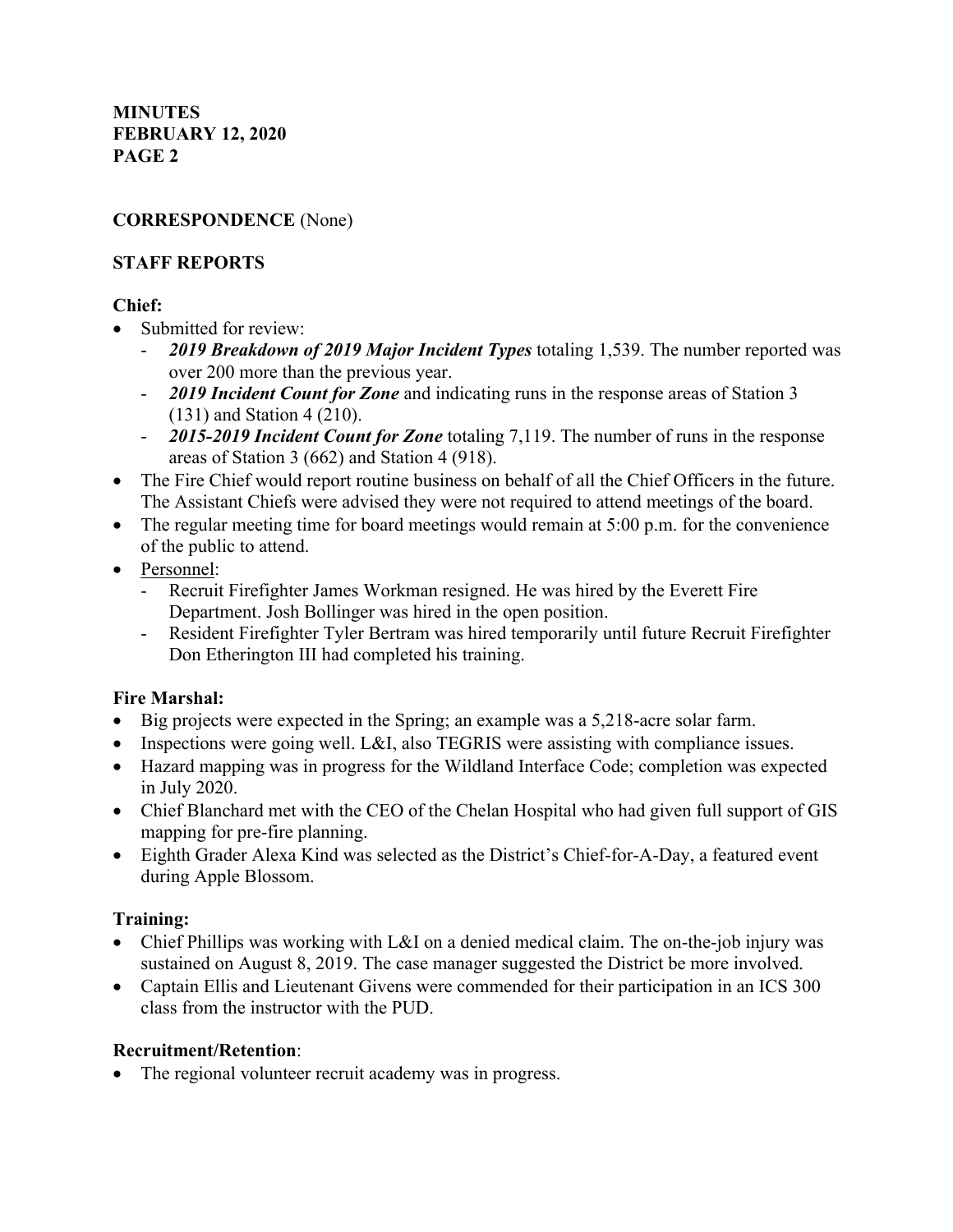**MINUTES**
**FEBRUARY 12, 2020**
**PAGE 2**

**CORRESPONDENCE** (None)

**STAFF REPORTS**

**Chief:**

- Submitted for review:
  - ***2019 Breakdown of 2019 Major Incident Types*** totaling 1,539. The number reported was over 200 more than the previous year.
  - ***2019 Incident Count for Zone*** and indicating runs in the response areas of Station 3 (131) and Station 4 (210).
  - ***2015-2019 Incident Count for Zone*** totaling 7,119. The number of runs in the response areas of Station 3 (662) and Station 4 (918).
- The Fire Chief would report routine business on behalf of all the Chief Officers in the future. The Assistant Chiefs were advised they were not required to attend meetings of the board.
- The regular meeting time for board meetings would remain at 5:00 p.m. for the convenience of the public to attend.
- Personnel:
  - Recruit Firefighter James Workman resigned. He was hired by the Everett Fire Department. Josh Bollinger was hired in the open position.
  - Resident Firefighter Tyler Bertram was hired temporarily until future Recruit Firefighter Don Etherington III had completed his training.

**Fire Marshal:**

- Big projects were expected in the Spring; an example was a 5,218-acre solar farm.
- Inspections were going well. L&I, also TEGRIS were assisting with compliance issues.
- Hazard mapping was in progress for the Wildland Interface Code; completion was expected in July 2020.
- Chief Blanchard met with the CEO of the Chelan Hospital who had given full support of GIS mapping for pre-fire planning.
- Eighth Grader Alexa Kind was selected as the District's Chief-for-A-Day, a featured event during Apple Blossom.

**Training:**

- Chief Phillips was working with L&I on a denied medical claim. The on-the-job injury was sustained on August 8, 2019. The case manager suggested the District be more involved.
- Captain Ellis and Lieutenant Givens were commended for their participation in an ICS 300 class from the instructor with the PUD.

**Recruitment/Retention**:

- The regional volunteer recruit academy was in progress.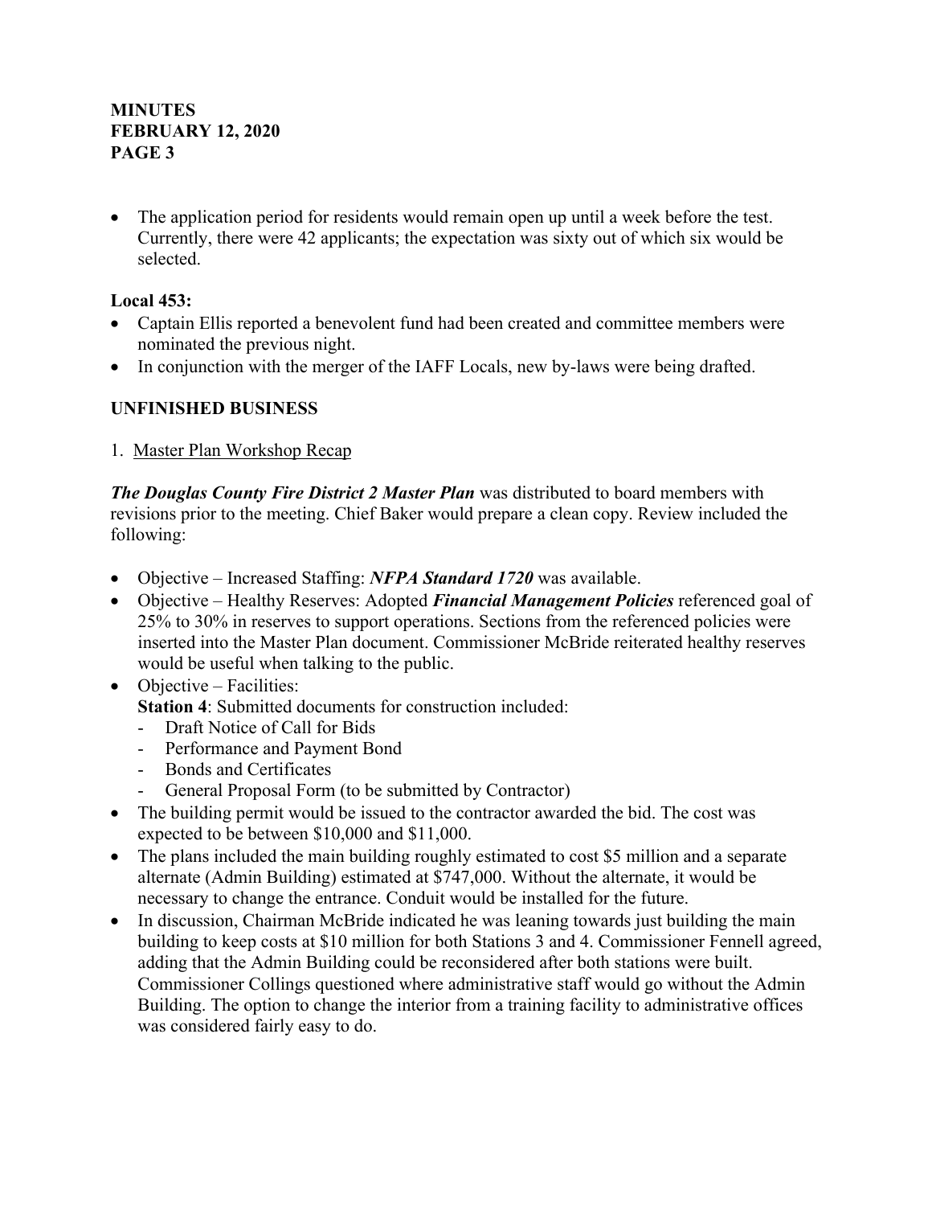- The application period for residents would remain open up until a week before the test. Currently, there were 42 applicants; the expectation was sixty out of which six would be selected.

**Local 453:**

- Captain Ellis reported a benevolent fund had been created and committee members were nominated the previous night.
- In conjunction with the merger of the IAFF Locals, new by-laws were being drafted.

## UNFINISHED BUSINESS

1. Master Plan Workshop Recap

***The Douglas County Fire District 2 Master Plan*** was distributed to board members with revisions prior to the meeting. Chief Baker would prepare a clean copy. Review included the following:

- Objective – Increased Staffing: ***NFPA Standard 1720*** was available.
- Objective – Healthy Reserves: Adopted ***Financial Management Policies*** referenced goal of 25% to 30% in reserves to support operations. Sections from the referenced policies were inserted into the Master Plan document. Commissioner McBride reiterated healthy reserves would be useful when talking to the public.
- Objective – Facilities:
  **Station 4**: Submitted documents for construction included:
  - Draft Notice of Call for Bids
  - Performance and Payment Bond
  - Bonds and Certificates
  - General Proposal Form (to be submitted by Contractor)
- The building permit would be issued to the contractor awarded the bid. The cost was expected to be between $10,000 and $11,000.
- The plans included the main building roughly estimated to cost $5 million and a separate alternate (Admin Building) estimated at $747,000. Without the alternate, it would be necessary to change the entrance. Conduit would be installed for the future.
- In discussion, Chairman McBride indicated he was leaning towards just building the main building to keep costs at $10 million for both Stations 3 and 4. Commissioner Fennell agreed, adding that the Admin Building could be reconsidered after both stations were built. Commissioner Collings questioned where administrative staff would go without the Admin Building. The option to change the interior from a training facility to administrative offices was considered fairly easy to do.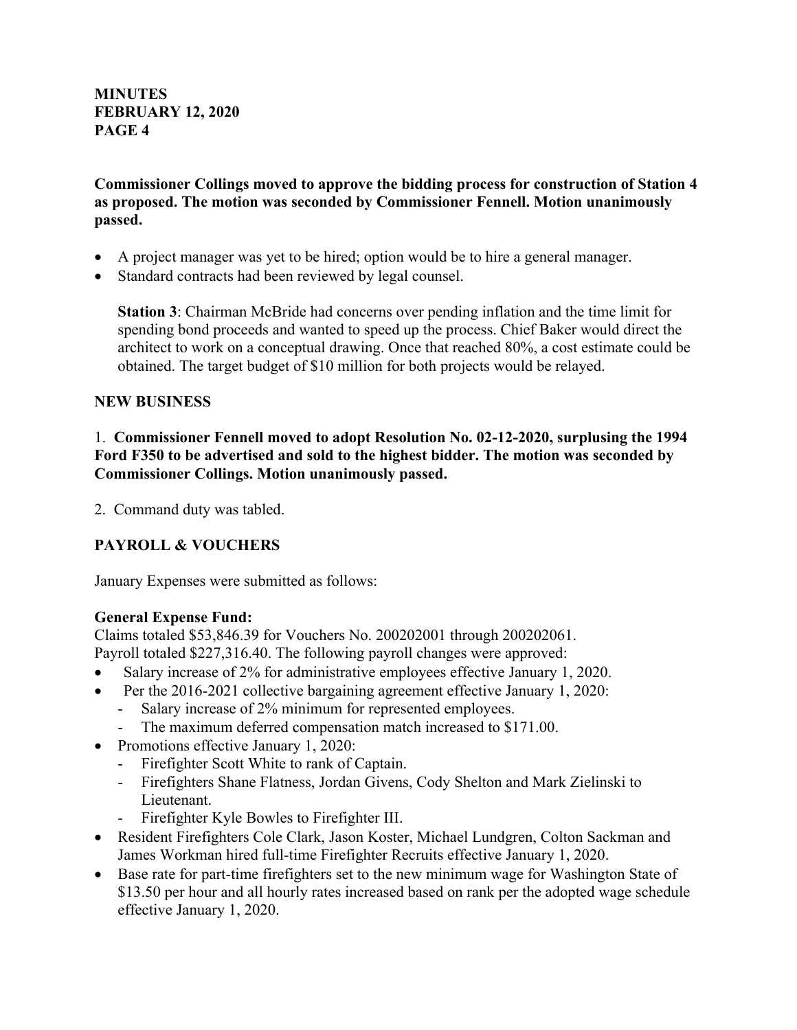**Commissioner Collings moved to approve the bidding process for construction of Station 4 as proposed. The motion was seconded by Commissioner Fennell. Motion unanimously passed.**

- A project manager was yet to be hired; option would be to hire a general manager.
- Standard contracts had been reviewed by legal counsel.

**Station 3**: Chairman McBride had concerns over pending inflation and the time limit for spending bond proceeds and wanted to speed up the process. Chief Baker would direct the architect to work on a conceptual drawing. Once that reached 80%, a cost estimate could be obtained. The target budget of $10 million for both projects would be relayed.

## NEW BUSINESS

1. **Commissioner Fennell moved to adopt Resolution No. 02-12-2020, surplusing the 1994 Ford F350 to be advertised and sold to the highest bidder. The motion was seconded by Commissioner Collings. Motion unanimously passed.**

2. Command duty was tabled.

## PAYROLL & VOUCHERS

January Expenses were submitted as follows:

**General Expense Fund:**
Claims totaled $53,846.39 for Vouchers No. 200202001 through 200202061.
Payroll totaled $227,316.40. The following payroll changes were approved:

- Salary increase of 2% for administrative employees effective January 1, 2020.
- Per the 2016-2021 collective bargaining agreement effective January 1, 2020:
  - Salary increase of 2% minimum for represented employees.
  - The maximum deferred compensation match increased to $171.00.
- Promotions effective January 1, 2020:
  - Firefighter Scott White to rank of Captain.
  - Firefighters Shane Flatness, Jordan Givens, Cody Shelton and Mark Zielinski to Lieutenant.
  - Firefighter Kyle Bowles to Firefighter III.
- Resident Firefighters Cole Clark, Jason Koster, Michael Lundgren, Colton Sackman and James Workman hired full-time Firefighter Recruits effective January 1, 2020.
- Base rate for part-time firefighters set to the new minimum wage for Washington State of $13.50 per hour and all hourly rates increased based on rank per the adopted wage schedule effective January 1, 2020.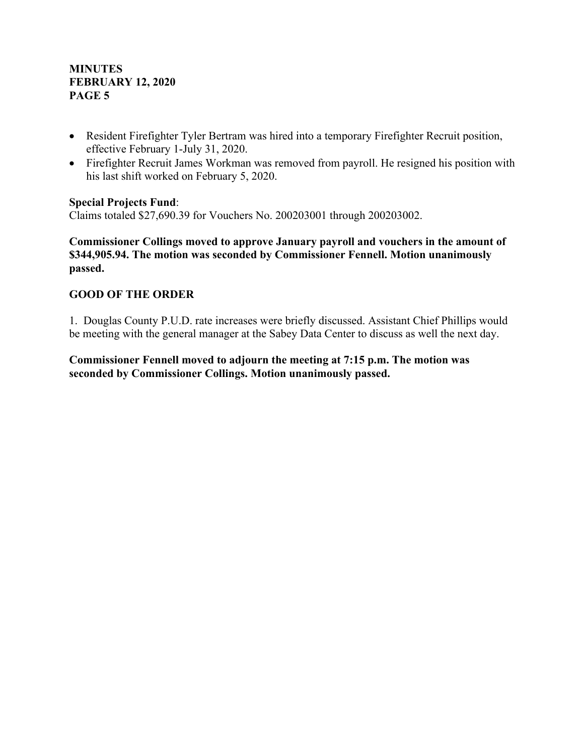- Resident Firefighter Tyler Bertram was hired into a temporary Firefighter Recruit position, effective February 1-July 31, 2020.
- Firefighter Recruit James Workman was removed from payroll. He resigned his position with his last shift worked on February 5, 2020.

**Special Projects Fund**:
Claims totaled $27,690.39 for Vouchers No. 200203001 through 200203002.

**Commissioner Collings moved to approve January payroll and vouchers in the amount of $344,905.94. The motion was seconded by Commissioner Fennell. Motion unanimously passed.**

**GOOD OF THE ORDER**

1. Douglas County P.U.D. rate increases were briefly discussed. Assistant Chief Phillips would be meeting with the general manager at the Sabey Data Center to discuss as well the next day.

**Commissioner Fennell moved to adjourn the meeting at 7:15 p.m. The motion was seconded by Commissioner Collings. Motion unanimously passed.**